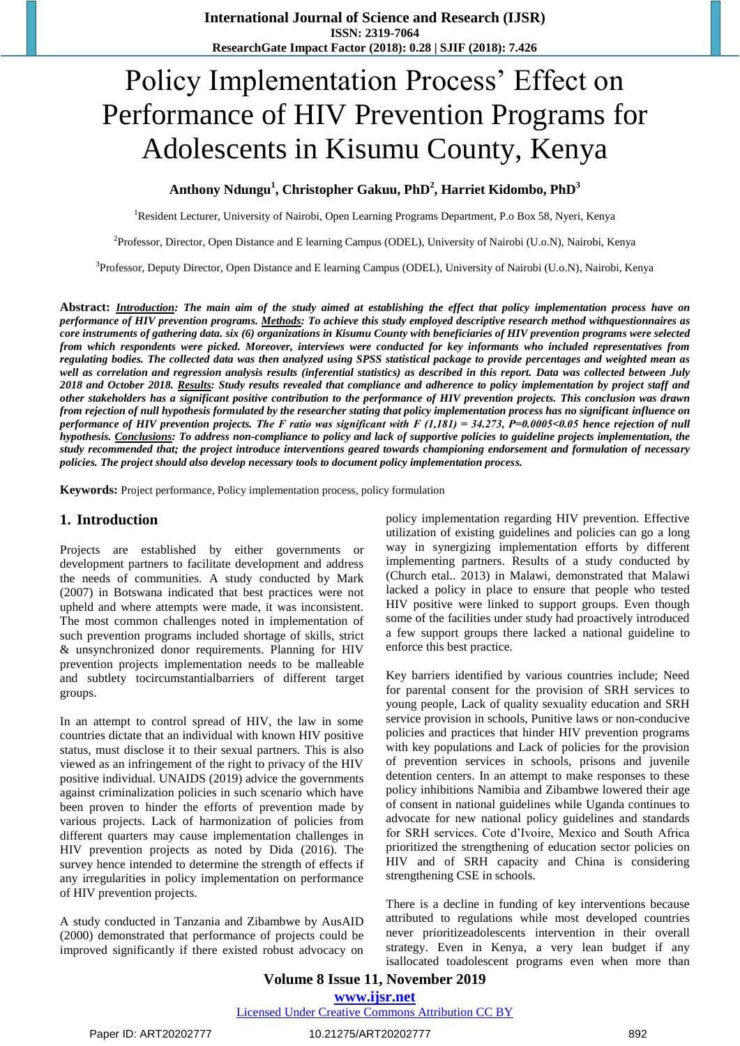# Policy Implementation Process' Effect on Performance of HIV Prevention Programs for Adolescents in Kisumu County, Kenya

**Anthony Ndungu[1], Christopher Gakuu, PhD[2], Harriet Kidombo, PhD[3]**

[1]Resident Lecturer, University of Nairobi, Open Learning Programs Department, P.o Box 58, Nyeri, Kenya

[2]Professor, Director, Open Distance and E learning Campus (ODEL), University of Nairobi (U.o.N), Nairobi, Kenya

[3]Professor, Deputy Director, Open Distance and E learning Campus (ODEL), University of Nairobi (U.o.N), Nairobi, Kenya

**Abstract:** ***Introduction**: The main aim of the study aimed at establishing the effect that policy implementation process have on performance of HIV prevention programs. **Methods**: To achieve this study employed descriptive research method withquestionnaires as core instruments of gathering data. six (6) organizations in Kisumu County with beneficiaries of HIV prevention programs were selected from which respondents were picked. Moreover, interviews were conducted for key informants who included representatives from regulating bodies. The collected data was then analyzed using SPSS statistical package to provide percentages and weighted mean as well as correlation and regression analysis results (inferential statistics) as described in this report. Data was collected between July 2018 and October 2018. **Results**: Study results revealed that compliance and adherence to policy implementation by project staff and other stakeholders has a significant positive contribution to the performance of HIV prevention projects. This conclusion was drawn from rejection of null hypothesis formulated by the researcher stating that policy implementation process has no significant influence on performance of HIV prevention projects. The F ratio was significant with $F(1,181) = 34.273$, $P=0.0005<0.05$ hence rejection of null hypothesis. **Conclusions**: To address non-compliance to policy and lack of supportive policies to guideline projects implementation, the study recommended that; the project introduce interventions geared towards championing endorsement and formulation of necessary policies. The project should also develop necessary tools to document policy implementation process.*

**Keywords:** Project performance, Policy implementation process, policy formulation

## 1. Introduction

Projects are established by either governments or development partners to facilitate development and address the needs of communities. A study conducted by Mark (2007) in Botswana indicated that best practices were not upheld and where attempts were made, it was inconsistent. The most common challenges noted in implementation of such prevention programs included shortage of skills, strict & unsynchronized donor requirements. Planning for HIV prevention projects implementation needs to be malleable and subtlety tocircumstantialbarriers of different target groups.

In an attempt to control spread of HIV, the law in some countries dictate that an individual with known HIV positive status, must disclose it to their sexual partners. This is also viewed as an infringement of the right to privacy of the HIV positive individual. UNAIDS (2019) advice the governments against criminalization policies in such scenario which have been proven to hinder the efforts of prevention made by various projects. Lack of harmonization of policies from different quarters may cause implementation challenges in HIV prevention projects as noted by Dida (2016). The survey hence intended to determine the strength of effects if any irregularities in policy implementation on performance of HIV prevention projects.

A study conducted in Tanzania and Zibambwe by AusAID (2000) demonstrated that performance of projects could be improved significantly if there existed robust advocacy on policy implementation regarding HIV prevention. Effective utilization of existing guidelines and policies can go a long way in synergizing implementation efforts by different implementing partners. Results of a study conducted by (Church etal.. 2013) in Malawi, demonstrated that Malawi lacked a policy in place to ensure that people who tested HIV positive were linked to support groups. Even though some of the facilities under study had proactively introduced a few support groups there lacked a national guideline to enforce this best practice.

Key barriers identified by various countries include; Need for parental consent for the provision of SRH services to young people, Lack of quality sexuality education and SRH service provision in schools, Punitive laws or non-conducive policies and practices that hinder HIV prevention programs with key populations and Lack of policies for the provision of prevention services in schools, prisons and juvenile detention centers. In an attempt to make responses to these policy inhibitions Namibia and Zibambwe lowered their age of consent in national guidelines while Uganda continues to advocate for new national policy guidelines and standards for SRH services. Cote d'Ivoire, Mexico and South Africa prioritized the strengthening of education sector policies on HIV and of SRH capacity and China is considering strengthening CSE in schools.

There is a decline in funding of key interventions because attributed to regulations while most developed countries never prioritizeadolescents intervention in their overall strategy. Even in Kenya, a very lean budget if any isallocated toadolescent programs even when more than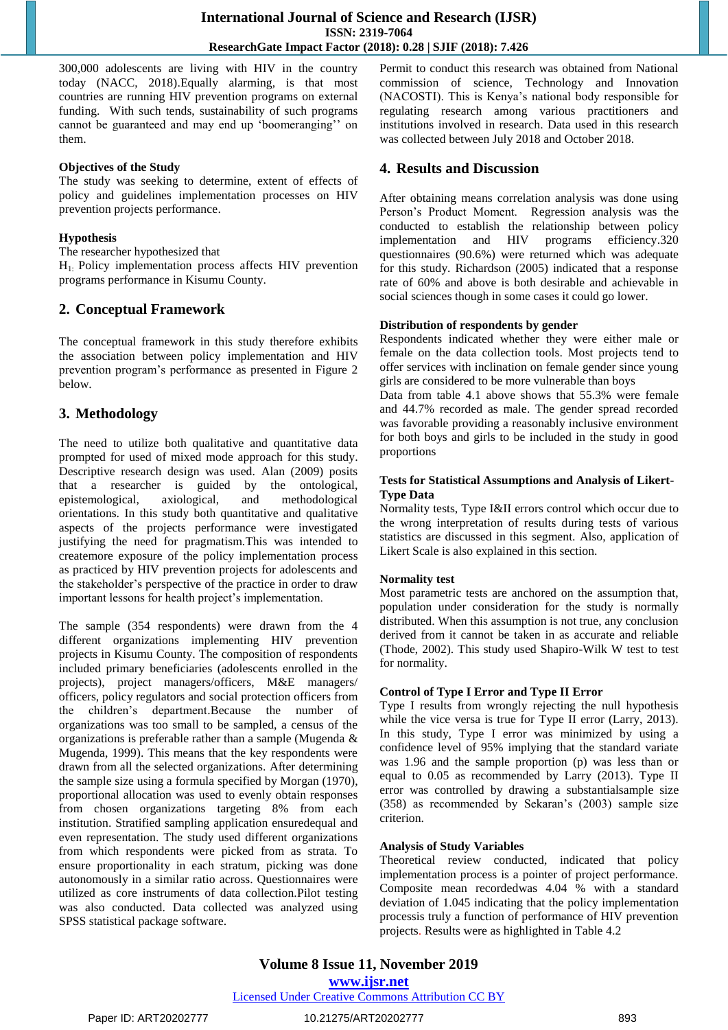300,000 adolescents are living with HIV in the country today (NACC, 2018).Equally alarming, is that most countries are running HIV prevention programs on external funding. With such tends, sustainability of such programs cannot be guaranteed and may end up 'boomeranging'' on them.

**Objectives of the Study**

The study was seeking to determine, extent of effects of policy and guidelines implementation processes on HIV prevention projects performance.

**Hypothesis**

The researcher hypothesized that

$H_1$: Policy implementation process affects HIV prevention programs performance in Kisumu County.

## 2. Conceptual Framework

The conceptual framework in this study therefore exhibits the association between policy implementation and HIV prevention program's performance as presented in Figure 2 below.

## 3. Methodology

The need to utilize both qualitative and quantitative data prompted for used of mixed mode approach for this study. Descriptive research design was used. Alan (2009) posits that a researcher is guided by the ontological, epistemological, axiological, and methodological orientations. In this study both quantitative and qualitative aspects of the projects performance were investigated justifying the need for pragmatism.This was intended to createmore exposure of the policy implementation process as practiced by HIV prevention projects for adolescents and the stakeholder's perspective of the practice in order to draw important lessons for health project's implementation.

The sample (354 respondents) were drawn from the 4 different organizations implementing HIV prevention projects in Kisumu County. The composition of respondents included primary beneficiaries (adolescents enrolled in the projects), project managers/officers, M&E managers/ officers, policy regulators and social protection officers from the children's department.Because the number of organizations was too small to be sampled, a census of the organizations is preferable rather than a sample (Mugenda & Mugenda, 1999). This means that the key respondents were drawn from all the selected organizations. After determining the sample size using a formula specified by Morgan (1970), proportional allocation was used to evenly obtain responses from chosen organizations targeting 8% from each institution. Stratified sampling application ensuredequal and even representation. The study used different organizations from which respondents were picked from as strata. To ensure proportionality in each stratum, picking was done autonomously in a similar ratio across. Questionnaires were utilized as core instruments of data collection.Pilot testing was also conducted. Data collected was analyzed using SPSS statistical package software.

Permit to conduct this research was obtained from National commission of science, Technology and Innovation (NACOSTI). This is Kenya's national body responsible for regulating research among various practitioners and institutions involved in research. Data used in this research was collected between July 2018 and October 2018.

## 4. Results and Discussion

After obtaining means correlation analysis was done using Person's Product Moment. Regression analysis was the conducted to establish the relationship between policy implementation and HIV programs efficiency.320 questionnaires (90.6%) were returned which was adequate for this study. Richardson (2005) indicated that a response rate of 60% and above is both desirable and achievable in social sciences though in some cases it could go lower.

**Distribution of respondents by gender**

Respondents indicated whether they were either male or female on the data collection tools. Most projects tend to offer services with inclination on female gender since young girls are considered to be more vulnerable than boys

Data from table 4.1 above shows that 55.3% were female and 44.7% recorded as male. The gender spread recorded was favorable providing a reasonably inclusive environment for both boys and girls to be included in the study in good proportions

**Tests for Statistical Assumptions and Analysis of Likert-Type Data**

Normality tests, Type I&II errors control which occur due to the wrong interpretation of results during tests of various statistics are discussed in this segment. Also, application of Likert Scale is also explained in this section.

**Normality test**

Most parametric tests are anchored on the assumption that, population under consideration for the study is normally distributed. When this assumption is not true, any conclusion derived from it cannot be taken in as accurate and reliable (Thode, 2002). This study used Shapiro-Wilk W test to test for normality.

**Control of Type I Error and Type II Error**

Type I results from wrongly rejecting the null hypothesis while the vice versa is true for Type II error (Larry, 2013). In this study, Type I error was minimized by using a confidence level of 95% implying that the standard variate was 1.96 and the sample proportion (p) was less than or equal to 0.05 as recommended by Larry (2013). Type II error was controlled by drawing a substantialsample size (358) as recommended by Sekaran's (2003) sample size criterion.

**Analysis of Study Variables**

Theoretical review conducted, indicated that policy implementation process is a pointer of project performance. Composite mean recordedwas 4.04 % with a standard deviation of 1.045 indicating that the policy implementation processis truly a function of performance of HIV prevention projects. Results were as highlighted in Table 4.2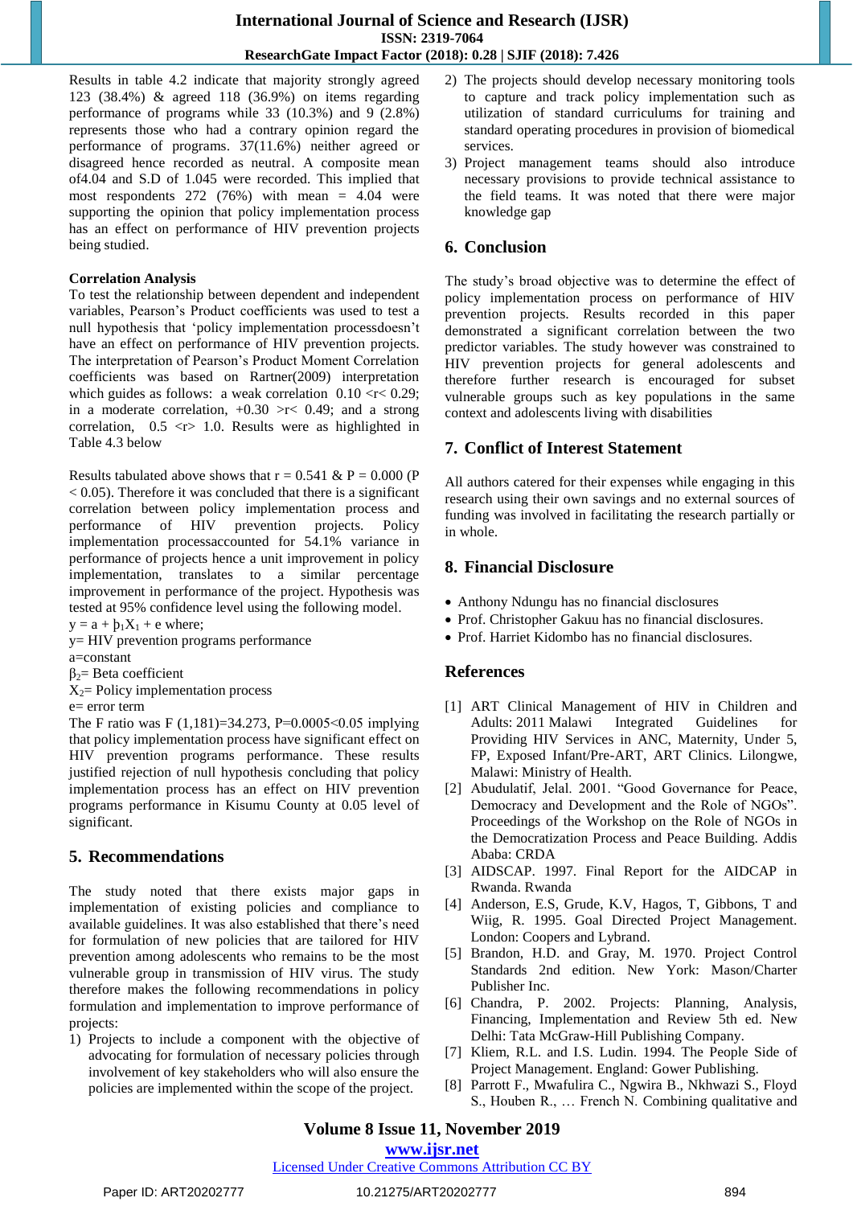Results in table 4.2 indicate that majority strongly agreed 123 (38.4%) & agreed 118 (36.9%) on items regarding performance of programs while 33 (10.3%) and 9 (2.8%) represents those who had a contrary opinion regard the performance of programs. 37(11.6%) neither agreed or disagreed hence recorded as neutral. A composite mean of4.04 and S.D of 1.045 were recorded. This implied that most respondents 272 (76%) with mean = 4.04 were supporting the opinion that policy implementation process has an effect on performance of HIV prevention projects being studied.

**Correlation Analysis**

To test the relationship between dependent and independent variables, Pearson's Product coefficients was used to test a null hypothesis that 'policy implementation processdoesn't have an effect on performance of HIV prevention projects. The interpretation of Pearson's Product Moment Correlation coefficients was based on Rartner(2009) interpretation which guides as follows: a weak correlation 0.10 <r< 0.29; in a moderate correlation, +0.30 >r< 0.49; and a strong correlation, 0.5 <r> 1.0. Results were as highlighted in Table 4.3 below

Results tabulated above shows that r = 0.541 & P = 0.000 (P < 0.05). Therefore it was concluded that there is a significant correlation between policy implementation process and performance of HIV prevention projects. Policy implementation processaccounted for 54.1% variance in performance of projects hence a unit improvement in policy implementation, translates to a similar percentage improvement in performance of the project. Hypothesis was tested at 95% confidence level using the following model.

$y = a + \beta_1 X_1 + e$ where;

y= HIV prevention programs performance

a=constant

$\beta_2$= Beta coefficient

$X_2$= Policy implementation process

e= error term

The F ratio was F (1,181)=34.273, P=0.0005<0.05 implying that policy implementation process have significant effect on HIV prevention programs performance. These results justified rejection of null hypothesis concluding that policy implementation process has an effect on HIV prevention programs performance in Kisumu County at 0.05 level of significant.

## 5. Recommendations

The study noted that there exists major gaps in implementation of existing policies and compliance to available guidelines. It was also established that there's need for formulation of new policies that are tailored for HIV prevention among adolescents who remains to be the most vulnerable group in transmission of HIV virus. The study therefore makes the following recommendations in policy formulation and implementation to improve performance of projects:

1) Projects to include a component with the objective of advocating for formulation of necessary policies through involvement of key stakeholders who will also ensure the policies are implemented within the scope of the project.
2) The projects should develop necessary monitoring tools to capture and track policy implementation such as utilization of standard curriculums for training and standard operating procedures in provision of biomedical services.
3) Project management teams should also introduce necessary provisions to provide technical assistance to the field teams. It was noted that there were major knowledge gap

## 6. Conclusion

The study's broad objective was to determine the effect of policy implementation process on performance of HIV prevention projects. Results recorded in this paper demonstrated a significant correlation between the two predictor variables. The study however was constrained to HIV prevention projects for general adolescents and therefore further research is encouraged for subset vulnerable groups such as key populations in the same context and adolescents living with disabilities

## 7. Conflict of Interest Statement

All authors catered for their expenses while engaging in this research using their own savings and no external sources of funding was involved in facilitating the research partially or in whole.

## 8. Financial Disclosure

- Anthony Ndungu has no financial disclosures
- Prof. Christopher Gakuu has no financial disclosures.
- Prof. Harriet Kidombo has no financial disclosures.

## References

[1] ART Clinical Management of HIV in Children and Adults: 2011 Malawi Integrated Guidelines for Providing HIV Services in ANC, Maternity, Under 5, FP, Exposed Infant/Pre-ART, ART Clinics. Lilongwe, Malawi: Ministry of Health.

[2] Abudulatif, Jelal. 2001. "Good Governance for Peace, Democracy and Development and the Role of NGOs". Proceedings of the Workshop on the Role of NGOs in the Democratization Process and Peace Building. Addis Ababa: CRDA

[3] AIDSCAP. 1997. Final Report for the AIDCAP in Rwanda. Rwanda

[4] Anderson, E.S, Grude, K.V, Hagos, T, Gibbons, T and Wiig, R. 1995. Goal Directed Project Management. London: Coopers and Lybrand.

[5] Brandon, H.D. and Gray, M. 1970. Project Control Standards 2nd edition. New York: Mason/Charter Publisher Inc.

[6] Chandra, P. 2002. Projects: Planning, Analysis, Financing, Implementation and Review 5th ed. New Delhi: Tata McGraw-Hill Publishing Company.

[7] Kliem, R.L. and I.S. Ludin. 1994. The People Side of Project Management. England: Gower Publishing.

[8] Parrott F., Mwafulira C., Ngwira B., Nkhwazi S., Floyd S., Houben R., … French N. Combining qualitative and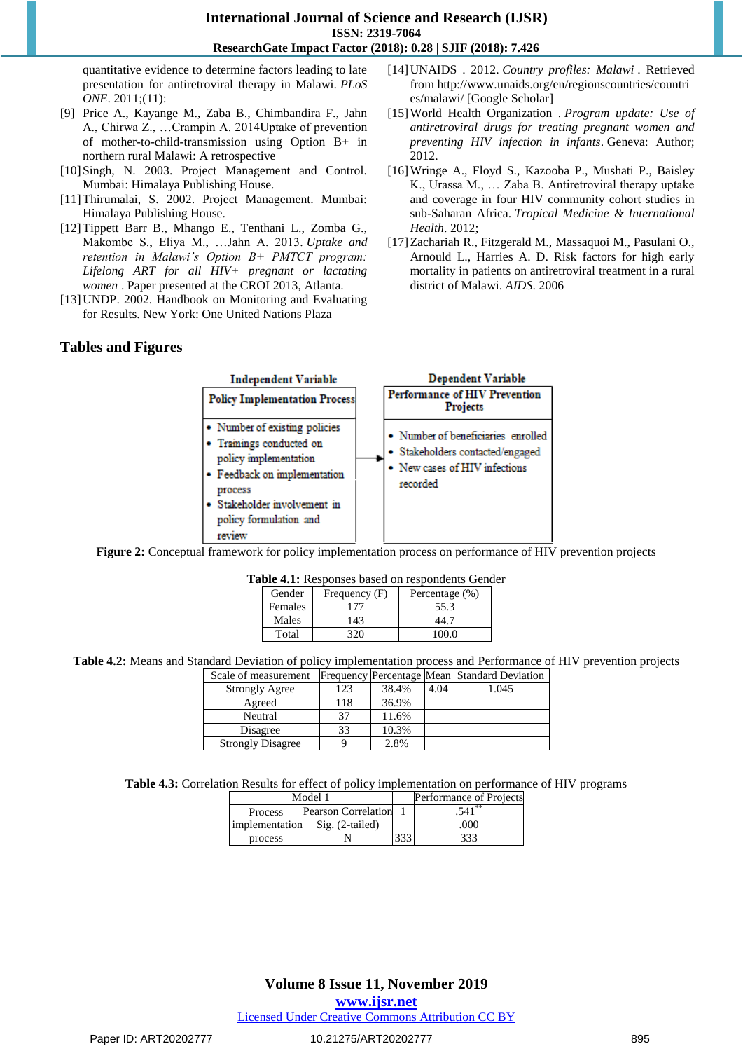quantitative evidence to determine factors leading to late presentation for antiretroviral therapy in Malawi. *PLoS ONE*. 2011;(11):

[9] Price A., Kayange M., Zaba B., Chimbandira F., Jahn A., Chirwa Z., …Crampin A. 2014Uptake of prevention of mother-to-child-transmission using Option B+ in northern rural Malawi: A retrospective

[10] Singh, N. 2003. Project Management and Control. Mumbai: Himalaya Publishing House.

[11] Thirumalai, S. 2002. Project Management. Mumbai: Himalaya Publishing House.

[12] Tippett Barr B., Mhango E., Tenthani L., Zomba G., Makombe S., Eliya M., …Jahn A. 2013. *Uptake and retention in Malawi's Option B+ PMTCT program: Lifelong ART for all HIV+ pregnant or lactating women* . Paper presented at the CROI 2013, Atlanta.

[13] UNDP. 2002. Handbook on Monitoring and Evaluating for Results. New York: One United Nations Plaza

[14] UNAIDS . 2012. *Country profiles: Malawi* . Retrieved from http://www.unaids.org/en/regionscountries/countries/malawi/ [Google Scholar]

[15] World Health Organization . *Program update: Use of antiretroviral drugs for treating pregnant women and preventing HIV infection in infants*. Geneva: Author; 2012.

[16] Wringe A., Floyd S., Kazooba P., Mushati P., Baisley K., Urassa M., … Zaba B. Antiretroviral therapy uptake and coverage in four HIV community cohort studies in sub-Saharan Africa. *Tropical Medicine & International Health*. 2012;

[17] Zachariah R., Fitzgerald M., Massaquoi M., Pasulani O., Arnould L., Harries A. D. Risk factors for high early mortality in patients on antiretroviral treatment in a rural district of Malawi. *AIDS*. 2006

## Tables and Figures

Independent Variable

Policy Implementation Process

- Number of existing policies
- Trainings conducted on policy implementation
- Feedback on implementation process
- Stakeholder involvement in policy formulation and review

Dependent Variable

Performance of HIV Prevention Projects

- Number of beneficiaries enrolled
- Stakeholders contacted/engaged
- New cases of HIV infections recorded

**Figure 2:** Conceptual framework for policy implementation process on performance of HIV prevention projects

**Table 4.1:** Responses based on respondents Gender

| Gender | Frequency (F) | Percentage (%) |
|---|---|---|
| Females | 177 | 55.3 |
| Males | 143 | 44.7 |
| Total | 320 | 100.0 |

**Table 4.2:** Means and Standard Deviation of policy implementation process and Performance of HIV prevention projects

| Scale of measurement | Frequency | Percentage | Mean | Standard Deviation |
|---|---|---|---|---|
| Strongly Agree | 123 | 38.4% | 4.04 | 1.045 |
| Agreed | 118 | 36.9% | | |
| Neutral | 37 | 11.6% | | |
| Disagree | 33 | 10.3% | | |
| Strongly Disagree | 9 | 2.8% | | |

**Table 4.3:** Correlation Results for effect of policy implementation on performance of HIV programs

| Model 1 | | | Performance of Projects |
|---|---|---|---|
| Process implementation process | Pearson Correlation | 1 | .541** |
| | Sig. (2-tailed) | | .000 |
| | N | 333 | 333 |